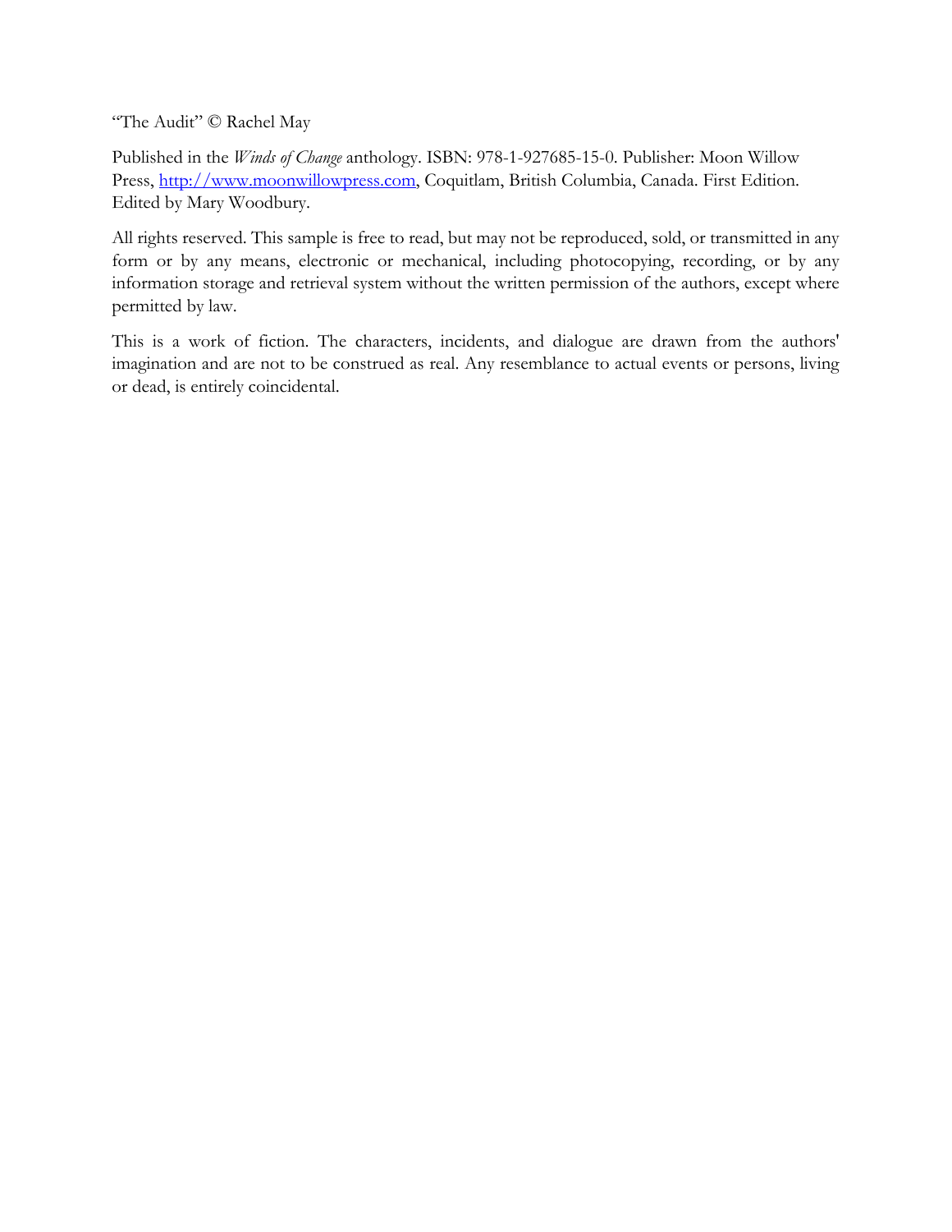"The Audit" © Rachel May

Published in the *Winds of Change* anthology. ISBN: 978-1-927685-15-0. Publisher: Moon Willow Press, http://www.moonwillowpress.com, Coquitlam, British Columbia, Canada. First Edition. Edited by Mary Woodbury.

All rights reserved. This sample is free to read, but may not be reproduced, sold, or transmitted in any form or by any means, electronic or mechanical, including photocopying, recording, or by any information storage and retrieval system without the written permission of the authors, except where permitted by law.

This is a work of fiction. The characters, incidents, and dialogue are drawn from the authors' imagination and are not to be construed as real. Any resemblance to actual events or persons, living or dead, is entirely coincidental.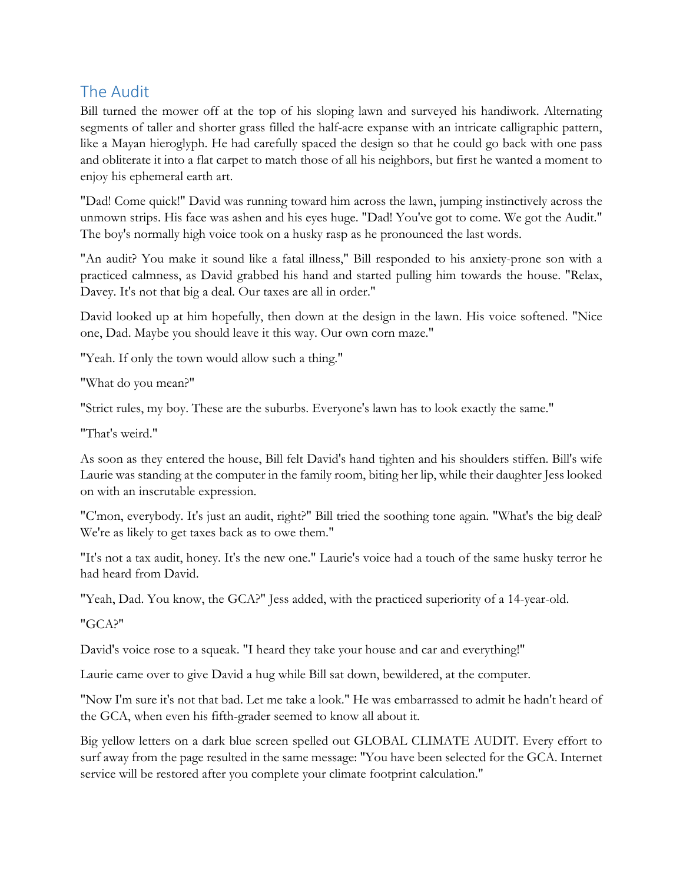## The Audit

Bill turned the mower off at the top of his sloping lawn and surveyed his handiwork. Alternating segments of taller and shorter grass filled the half-acre expanse with an intricate calligraphic pattern, like a Mayan hieroglyph. He had carefully spaced the design so that he could go back with one pass and obliterate it into a flat carpet to match those of all his neighbors, but first he wanted a moment to enjoy his ephemeral earth art.

"Dad! Come quick!" David was running toward him across the lawn, jumping instinctively across the unmown strips. His face was ashen and his eyes huge. "Dad! You've got to come. We got the Audit." The boy's normally high voice took on a husky rasp as he pronounced the last words.

"An audit? You make it sound like a fatal illness," Bill responded to his anxiety-prone son with a practiced calmness, as David grabbed his hand and started pulling him towards the house. "Relax, Davey. It's not that big a deal. Our taxes are all in order."

David looked up at him hopefully, then down at the design in the lawn. His voice softened. "Nice one, Dad. Maybe you should leave it this way. Our own corn maze."

"Yeah. If only the town would allow such a thing."

"What do you mean?"

"Strict rules, my boy. These are the suburbs. Everyone's lawn has to look exactly the same."

"That's weird."

As soon as they entered the house, Bill felt David's hand tighten and his shoulders stiffen. Bill's wife Laurie was standing at the computer in the family room, biting her lip, while their daughter Jess looked on with an inscrutable expression.

"C'mon, everybody. It's just an audit, right?" Bill tried the soothing tone again. "What's the big deal? We're as likely to get taxes back as to owe them."

"It's not a tax audit, honey. It's the new one." Laurie's voice had a touch of the same husky terror he had heard from David.

"Yeah, Dad. You know, the GCA?" Jess added, with the practiced superiority of a 14-year-old.

"GCA?"

David's voice rose to a squeak. "I heard they take your house and car and everything!"

Laurie came over to give David a hug while Bill sat down, bewildered, at the computer.

"Now I'm sure it's not that bad. Let me take a look." He was embarrassed to admit he hadn't heard of the GCA, when even his fifth-grader seemed to know all about it.

Big yellow letters on a dark blue screen spelled out GLOBAL CLIMATE AUDIT. Every effort to surf away from the page resulted in the same message: "You have been selected for the GCA. Internet service will be restored after you complete your climate footprint calculation."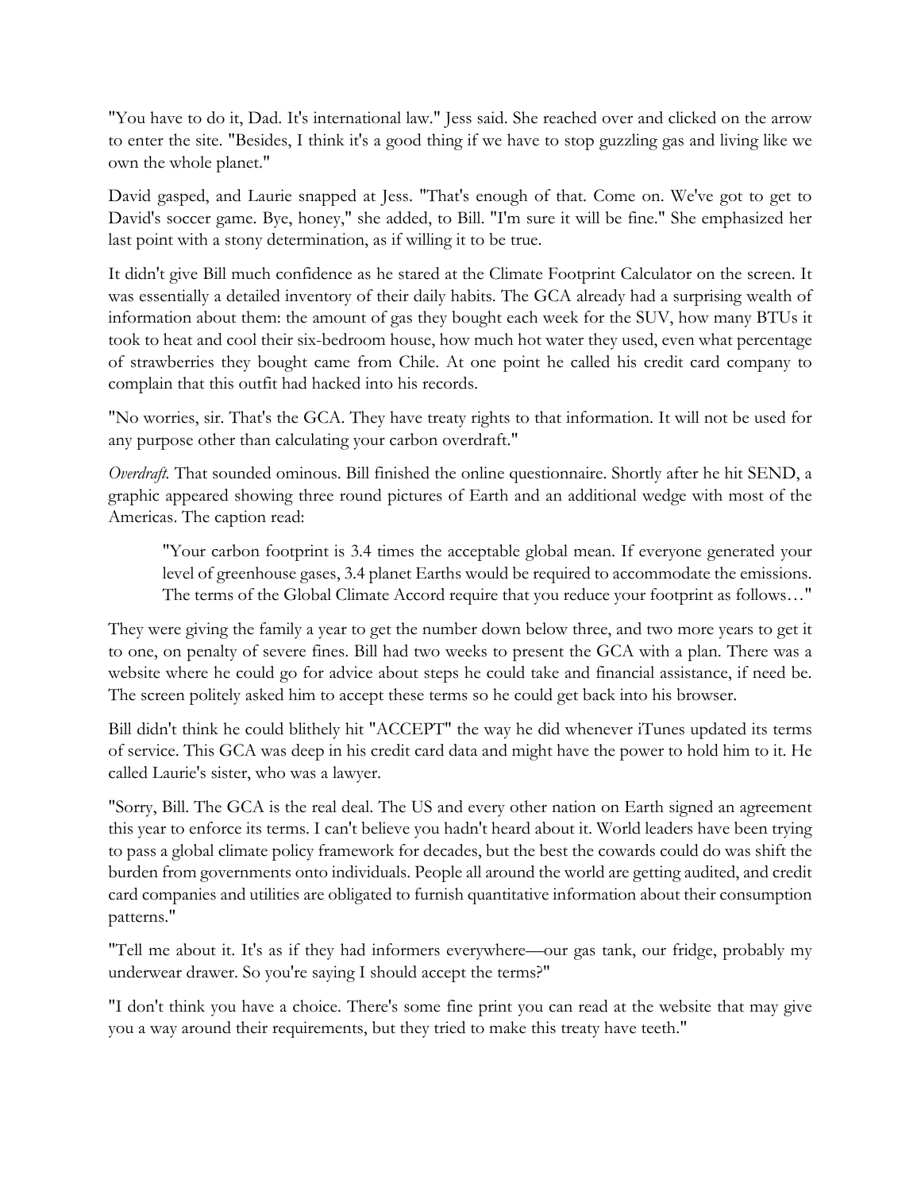"You have to do it, Dad. It's international law." Jess said. She reached over and clicked on the arrow to enter the site. "Besides, I think it's a good thing if we have to stop guzzling gas and living like we own the whole planet."

David gasped, and Laurie snapped at Jess. "That's enough of that. Come on. We've got to get to David's soccer game. Bye, honey," she added, to Bill. "I'm sure it will be fine." She emphasized her last point with a stony determination, as if willing it to be true.

It didn't give Bill much confidence as he stared at the Climate Footprint Calculator on the screen. It was essentially a detailed inventory of their daily habits. The GCA already had a surprising wealth of information about them: the amount of gas they bought each week for the SUV, how many BTUs it took to heat and cool their six-bedroom house, how much hot water they used, even what percentage of strawberries they bought came from Chile. At one point he called his credit card company to complain that this outfit had hacked into his records.

"No worries, sir. That's the GCA. They have treaty rights to that information. It will not be used for any purpose other than calculating your carbon overdraft."

*Overdraft.* That sounded ominous. Bill finished the online questionnaire. Shortly after he hit SEND, a graphic appeared showing three round pictures of Earth and an additional wedge with most of the Americas. The caption read:

> "Your carbon footprint is 3.4 times the acceptable global mean. If everyone generated your level of greenhouse gases, 3.4 planet Earths would be required to accommodate the emissions. The terms of the Global Climate Accord require that you reduce your footprint as follows…"

They were giving the family a year to get the number down below three, and two more years to get it to one, on penalty of severe fines. Bill had two weeks to present the GCA with a plan. There was a website where he could go for advice about steps he could take and financial assistance, if need be. The screen politely asked him to accept these terms so he could get back into his browser.

Bill didn't think he could blithely hit "ACCEPT" the way he did whenever iTunes updated its terms of service. This GCA was deep in his credit card data and might have the power to hold him to it. He called Laurie's sister, who was a lawyer.

"Sorry, Bill. The GCA is the real deal. The US and every other nation on Earth signed an agreement this year to enforce its terms. I can't believe you hadn't heard about it. World leaders have been trying to pass a global climate policy framework for decades, but the best the cowards could do was shift the burden from governments onto individuals. People all around the world are getting audited, and credit card companies and utilities are obligated to furnish quantitative information about their consumption patterns."

"Tell me about it. It's as if they had informers everywhere—our gas tank, our fridge, probably my underwear drawer. So you're saying I should accept the terms?"

"I don't think you have a choice. There's some fine print you can read at the website that may give you a way around their requirements, but they tried to make this treaty have teeth."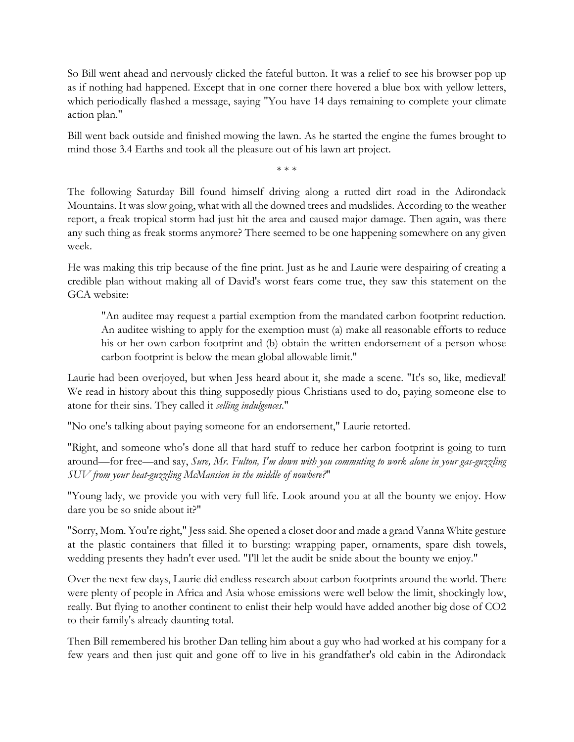So Bill went ahead and nervously clicked the fateful button. It was a relief to see his browser pop up as if nothing had happened. Except that in one corner there hovered a blue box with yellow letters, which periodically flashed a message, saying "You have 14 days remaining to complete your climate action plan."

Bill went back outside and finished mowing the lawn. As he started the engine the fumes brought to mind those 3.4 Earths and took all the pleasure out of his lawn art project.

\* \* \*

The following Saturday Bill found himself driving along a rutted dirt road in the Adirondack Mountains. It was slow going, what with all the downed trees and mudslides. According to the weather report, a freak tropical storm had just hit the area and caused major damage. Then again, was there any such thing as freak storms anymore? There seemed to be one happening somewhere on any given week.

He was making this trip because of the fine print. Just as he and Laurie were despairing of creating a credible plan without making all of David's worst fears come true, they saw this statement on the GCA website:

> "An auditee may request a partial exemption from the mandated carbon footprint reduction. An auditee wishing to apply for the exemption must (a) make all reasonable efforts to reduce his or her own carbon footprint and (b) obtain the written endorsement of a person whose carbon footprint is below the mean global allowable limit."

Laurie had been overjoyed, but when Jess heard about it, she made a scene. "It's so, like, medieval! We read in history about this thing supposedly pious Christians used to do, paying someone else to atone for their sins. They called it *selling indulgences*."

"No one's talking about paying someone for an endorsement," Laurie retorted.

"Right, and someone who's done all that hard stuff to reduce her carbon footprint is going to turn around—for free—and say, *Sure, Mr. Fulton, I'm down with you commuting to work alone in your gas-guzzling SUV from your heat-guzzling McMansion in the middle of nowhere?*"

"Young lady, we provide you with very full life. Look around you at all the bounty we enjoy. How dare you be so snide about it?"

"Sorry, Mom. You're right," Jess said. She opened a closet door and made a grand Vanna White gesture at the plastic containers that filled it to bursting: wrapping paper, ornaments, spare dish towels, wedding presents they hadn't ever used. "I'll let the audit be snide about the bounty we enjoy."

Over the next few days, Laurie did endless research about carbon footprints around the world. There were plenty of people in Africa and Asia whose emissions were well below the limit, shockingly low, really. But flying to another continent to enlist their help would have added another big dose of $CO_2$ to their family's already daunting total.

Then Bill remembered his brother Dan telling him about a guy who had worked at his company for a few years and then just quit and gone off to live in his grandfather's old cabin in the Adirondack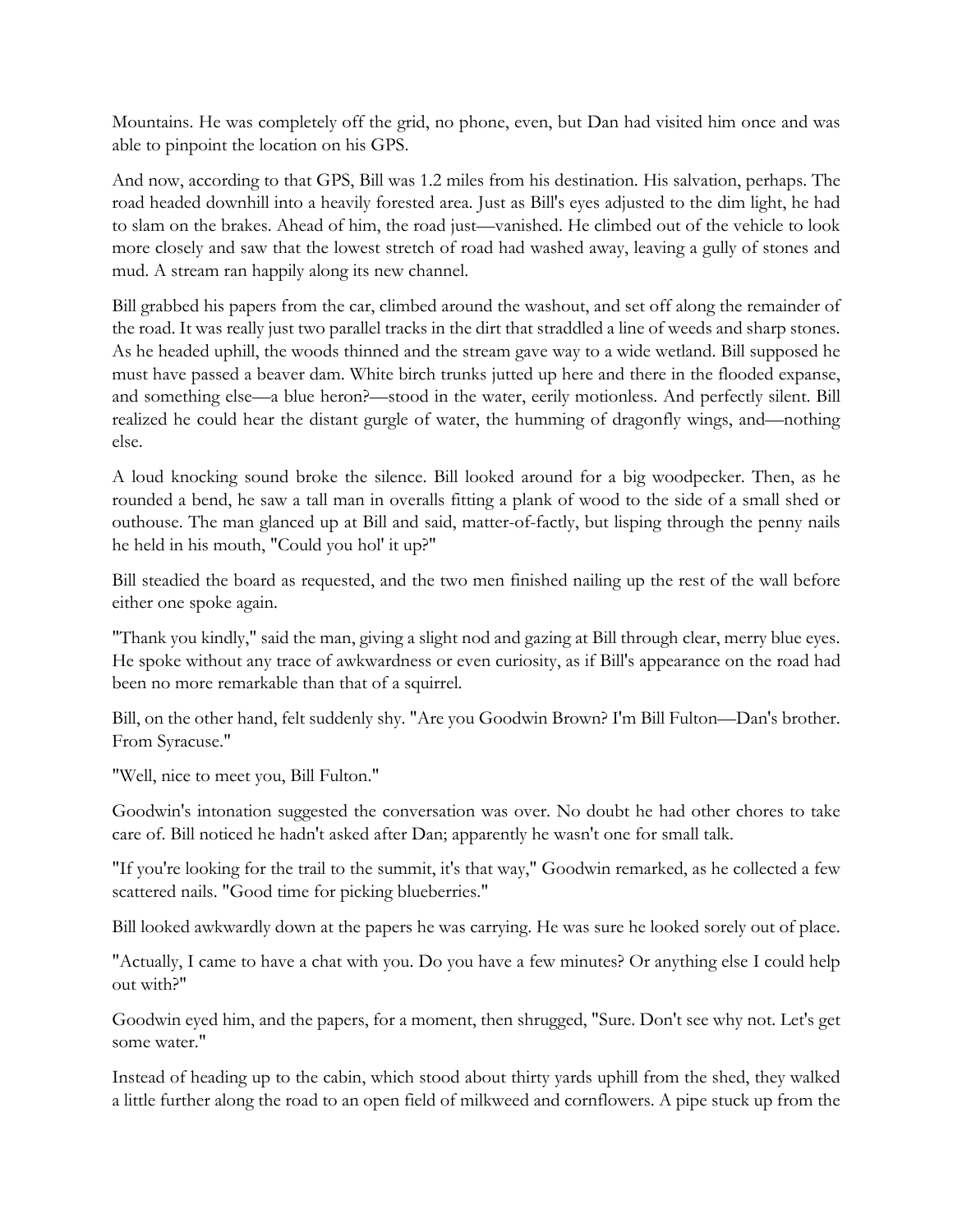Mountains. He was completely off the grid, no phone, even, but Dan had visited him once and was able to pinpoint the location on his GPS.

And now, according to that GPS, Bill was 1.2 miles from his destination. His salvation, perhaps. The road headed downhill into a heavily forested area. Just as Bill's eyes adjusted to the dim light, he had to slam on the brakes. Ahead of him, the road just—vanished. He climbed out of the vehicle to look more closely and saw that the lowest stretch of road had washed away, leaving a gully of stones and mud. A stream ran happily along its new channel.

Bill grabbed his papers from the car, climbed around the washout, and set off along the remainder of the road. It was really just two parallel tracks in the dirt that straddled a line of weeds and sharp stones. As he headed uphill, the woods thinned and the stream gave way to a wide wetland. Bill supposed he must have passed a beaver dam. White birch trunks jutted up here and there in the flooded expanse, and something else—a blue heron?—stood in the water, eerily motionless. And perfectly silent. Bill realized he could hear the distant gurgle of water, the humming of dragonfly wings, and—nothing else.

A loud knocking sound broke the silence. Bill looked around for a big woodpecker. Then, as he rounded a bend, he saw a tall man in overalls fitting a plank of wood to the side of a small shed or outhouse. The man glanced up at Bill and said, matter-of-factly, but lisping through the penny nails he held in his mouth, "Could you hol' it up?"

Bill steadied the board as requested, and the two men finished nailing up the rest of the wall before either one spoke again.

"Thank you kindly," said the man, giving a slight nod and gazing at Bill through clear, merry blue eyes. He spoke without any trace of awkwardness or even curiosity, as if Bill's appearance on the road had been no more remarkable than that of a squirrel.

Bill, on the other hand, felt suddenly shy. "Are you Goodwin Brown? I'm Bill Fulton—Dan's brother. From Syracuse."

"Well, nice to meet you, Bill Fulton."

Goodwin's intonation suggested the conversation was over. No doubt he had other chores to take care of. Bill noticed he hadn't asked after Dan; apparently he wasn't one for small talk.

"If you're looking for the trail to the summit, it's that way," Goodwin remarked, as he collected a few scattered nails. "Good time for picking blueberries."

Bill looked awkwardly down at the papers he was carrying. He was sure he looked sorely out of place.

"Actually, I came to have a chat with you. Do you have a few minutes? Or anything else I could help out with?"

Goodwin eyed him, and the papers, for a moment, then shrugged, "Sure. Don't see why not. Let's get some water."

Instead of heading up to the cabin, which stood about thirty yards uphill from the shed, they walked a little further along the road to an open field of milkweed and cornflowers. A pipe stuck up from the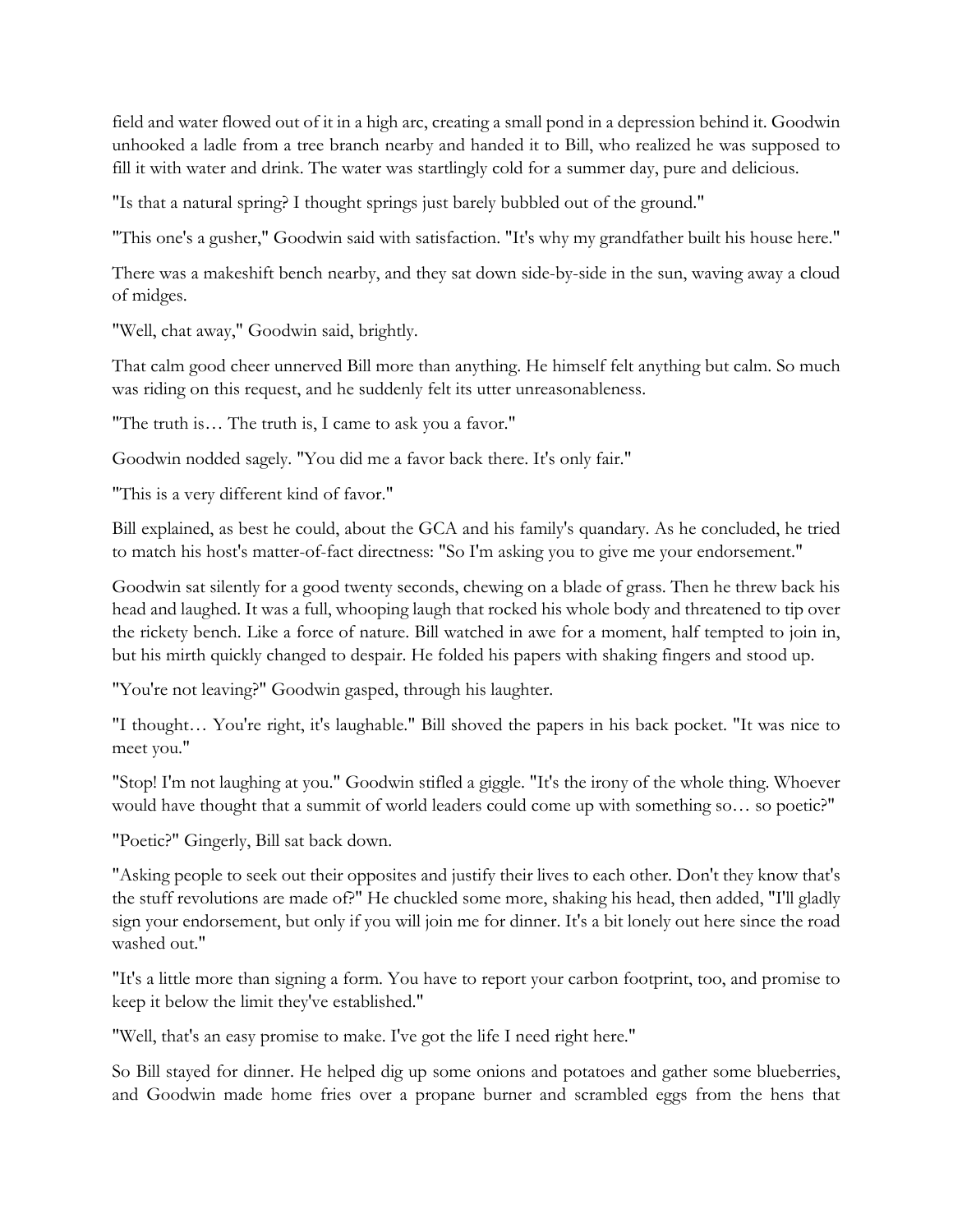field and water flowed out of it in a high arc, creating a small pond in a depression behind it. Goodwin unhooked a ladle from a tree branch nearby and handed it to Bill, who realized he was supposed to fill it with water and drink. The water was startlingly cold for a summer day, pure and delicious.

"Is that a natural spring? I thought springs just barely bubbled out of the ground."

"This one's a gusher," Goodwin said with satisfaction. "It's why my grandfather built his house here."

There was a makeshift bench nearby, and they sat down side-by-side in the sun, waving away a cloud of midges.

"Well, chat away," Goodwin said, brightly.

That calm good cheer unnerved Bill more than anything. He himself felt anything but calm. So much was riding on this request, and he suddenly felt its utter unreasonableness.

"The truth is… The truth is, I came to ask you a favor."

Goodwin nodded sagely. "You did me a favor back there. It's only fair."

"This is a very different kind of favor."

Bill explained, as best he could, about the GCA and his family's quandary. As he concluded, he tried to match his host's matter-of-fact directness: "So I'm asking you to give me your endorsement."

Goodwin sat silently for a good twenty seconds, chewing on a blade of grass. Then he threw back his head and laughed. It was a full, whooping laugh that rocked his whole body and threatened to tip over the rickety bench. Like a force of nature. Bill watched in awe for a moment, half tempted to join in, but his mirth quickly changed to despair. He folded his papers with shaking fingers and stood up.

"You're not leaving?" Goodwin gasped, through his laughter.

"I thought… You're right, it's laughable." Bill shoved the papers in his back pocket. "It was nice to meet you."

"Stop! I'm not laughing at you." Goodwin stifled a giggle. "It's the irony of the whole thing. Whoever would have thought that a summit of world leaders could come up with something so… so poetic?"

"Poetic?" Gingerly, Bill sat back down.

"Asking people to seek out their opposites and justify their lives to each other. Don't they know that's the stuff revolutions are made of?" He chuckled some more, shaking his head, then added, "I'll gladly sign your endorsement, but only if you will join me for dinner. It's a bit lonely out here since the road washed out."

"It's a little more than signing a form. You have to report your carbon footprint, too, and promise to keep it below the limit they've established."

"Well, that's an easy promise to make. I've got the life I need right here."

So Bill stayed for dinner. He helped dig up some onions and potatoes and gather some blueberries, and Goodwin made home fries over a propane burner and scrambled eggs from the hens that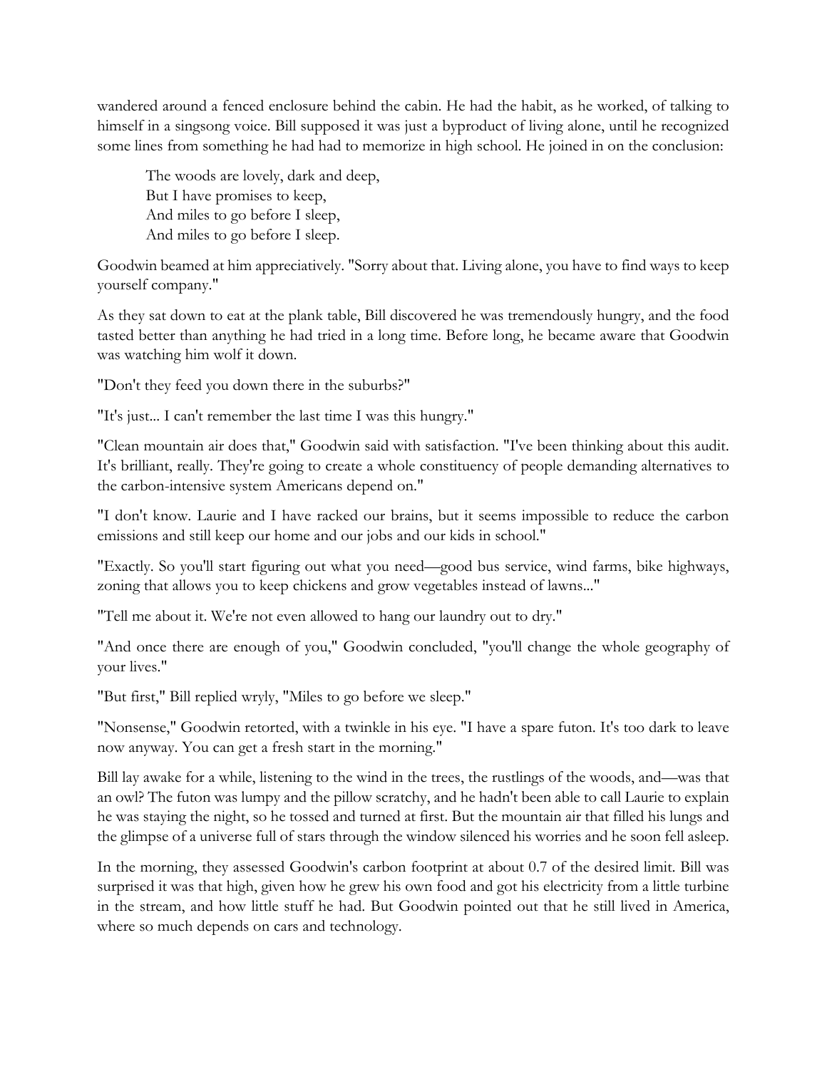wandered around a fenced enclosure behind the cabin. He had the habit, as he worked, of talking to himself in a singsong voice. Bill supposed it was just a byproduct of living alone, until he recognized some lines from something he had had to memorize in high school. He joined in on the conclusion:

> The woods are lovely, dark and deep,  
> But I have promises to keep,  
> And miles to go before I sleep,  
> And miles to go before I sleep.

Goodwin beamed at him appreciatively. "Sorry about that. Living alone, you have to find ways to keep yourself company."

As they sat down to eat at the plank table, Bill discovered he was tremendously hungry, and the food tasted better than anything he had tried in a long time. Before long, he became aware that Goodwin was watching him wolf it down.

"Don't they feed you down there in the suburbs?"

"It's just... I can't remember the last time I was this hungry."

"Clean mountain air does that," Goodwin said with satisfaction. "I've been thinking about this audit. It's brilliant, really. They're going to create a whole constituency of people demanding alternatives to the carbon-intensive system Americans depend on."

"I don't know. Laurie and I have racked our brains, but it seems impossible to reduce the carbon emissions and still keep our home and our jobs and our kids in school."

"Exactly. So you'll start figuring out what you need—good bus service, wind farms, bike highways, zoning that allows you to keep chickens and grow vegetables instead of lawns..."

"Tell me about it. We're not even allowed to hang our laundry out to dry."

"And once there are enough of you," Goodwin concluded, "you'll change the whole geography of your lives."

"But first," Bill replied wryly, "Miles to go before we sleep."

"Nonsense," Goodwin retorted, with a twinkle in his eye. "I have a spare futon. It's too dark to leave now anyway. You can get a fresh start in the morning."

Bill lay awake for a while, listening to the wind in the trees, the rustlings of the woods, and—was that an owl? The futon was lumpy and the pillow scratchy, and he hadn't been able to call Laurie to explain he was staying the night, so he tossed and turned at first. But the mountain air that filled his lungs and the glimpse of a universe full of stars through the window silenced his worries and he soon fell asleep.

In the morning, they assessed Goodwin's carbon footprint at about 0.7 of the desired limit. Bill was surprised it was that high, given how he grew his own food and got his electricity from a little turbine in the stream, and how little stuff he had. But Goodwin pointed out that he still lived in America, where so much depends on cars and technology.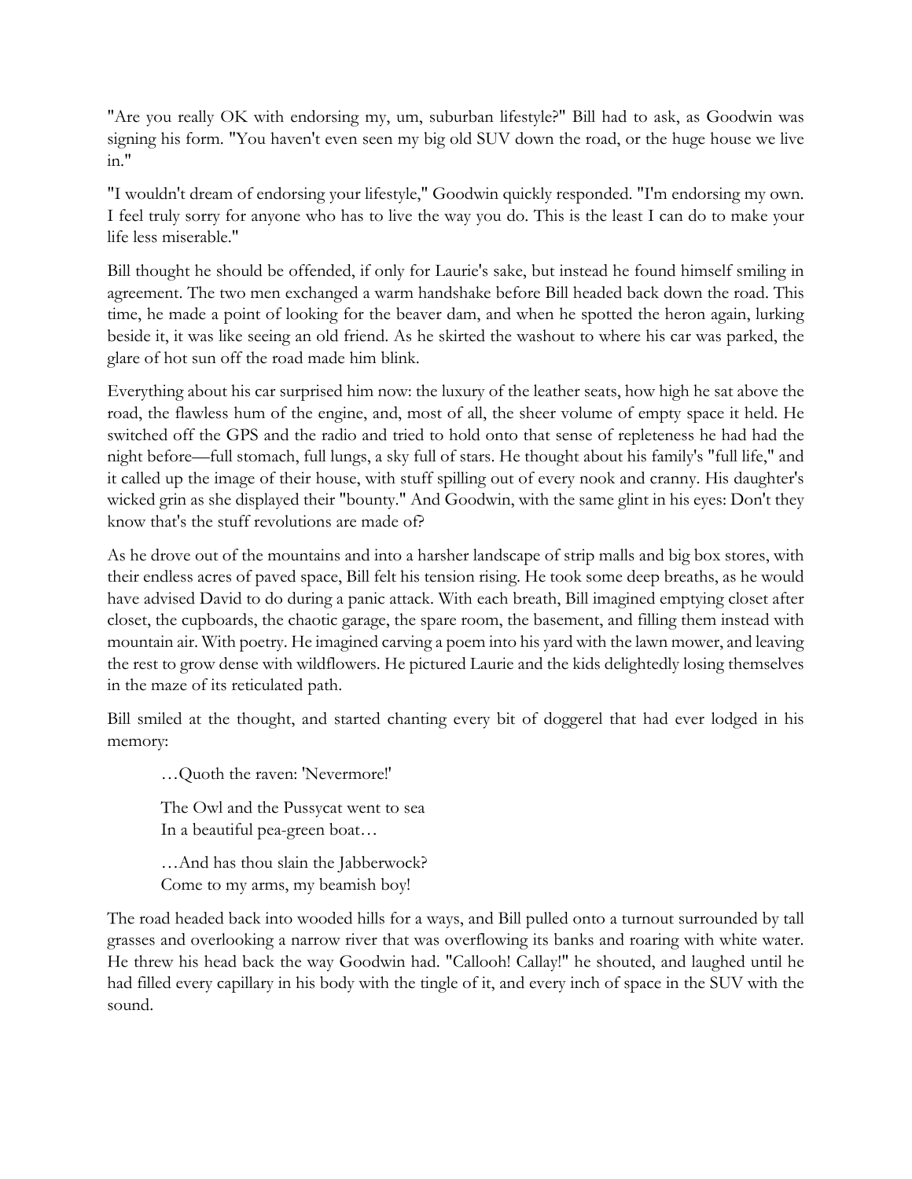"Are you really OK with endorsing my, um, suburban lifestyle?" Bill had to ask, as Goodwin was signing his form. "You haven't even seen my big old SUV down the road, or the huge house we live in."

"I wouldn't dream of endorsing your lifestyle," Goodwin quickly responded. "I'm endorsing my own. I feel truly sorry for anyone who has to live the way you do. This is the least I can do to make your life less miserable."

Bill thought he should be offended, if only for Laurie's sake, but instead he found himself smiling in agreement. The two men exchanged a warm handshake before Bill headed back down the road. This time, he made a point of looking for the beaver dam, and when he spotted the heron again, lurking beside it, it was like seeing an old friend. As he skirted the washout to where his car was parked, the glare of hot sun off the road made him blink.

Everything about his car surprised him now: the luxury of the leather seats, how high he sat above the road, the flawless hum of the engine, and, most of all, the sheer volume of empty space it held. He switched off the GPS and the radio and tried to hold onto that sense of repleteness he had had the night before—full stomach, full lungs, a sky full of stars. He thought about his family's "full life," and it called up the image of their house, with stuff spilling out of every nook and cranny. His daughter's wicked grin as she displayed their "bounty." And Goodwin, with the same glint in his eyes: Don't they know that's the stuff revolutions are made of?

As he drove out of the mountains and into a harsher landscape of strip malls and big box stores, with their endless acres of paved space, Bill felt his tension rising. He took some deep breaths, as he would have advised David to do during a panic attack. With each breath, Bill imagined emptying closet after closet, the cupboards, the chaotic garage, the spare room, the basement, and filling them instead with mountain air. With poetry. He imagined carving a poem into his yard with the lawn mower, and leaving the rest to grow dense with wildflowers. He pictured Laurie and the kids delightedly losing themselves in the maze of its reticulated path.

Bill smiled at the thought, and started chanting every bit of doggerel that had ever lodged in his memory:

> …Quoth the raven: 'Nevermore!'
>
> The Owl and the Pussycat went to sea  
> In a beautiful pea-green boat…
>
> …And has thou slain the Jabberwock?  
> Come to my arms, my beamish boy!

The road headed back into wooded hills for a ways, and Bill pulled onto a turnout surrounded by tall grasses and overlooking a narrow river that was overflowing its banks and roaring with white water. He threw his head back the way Goodwin had. "Callooh! Callay!" he shouted, and laughed until he had filled every capillary in his body with the tingle of it, and every inch of space in the SUV with the sound.